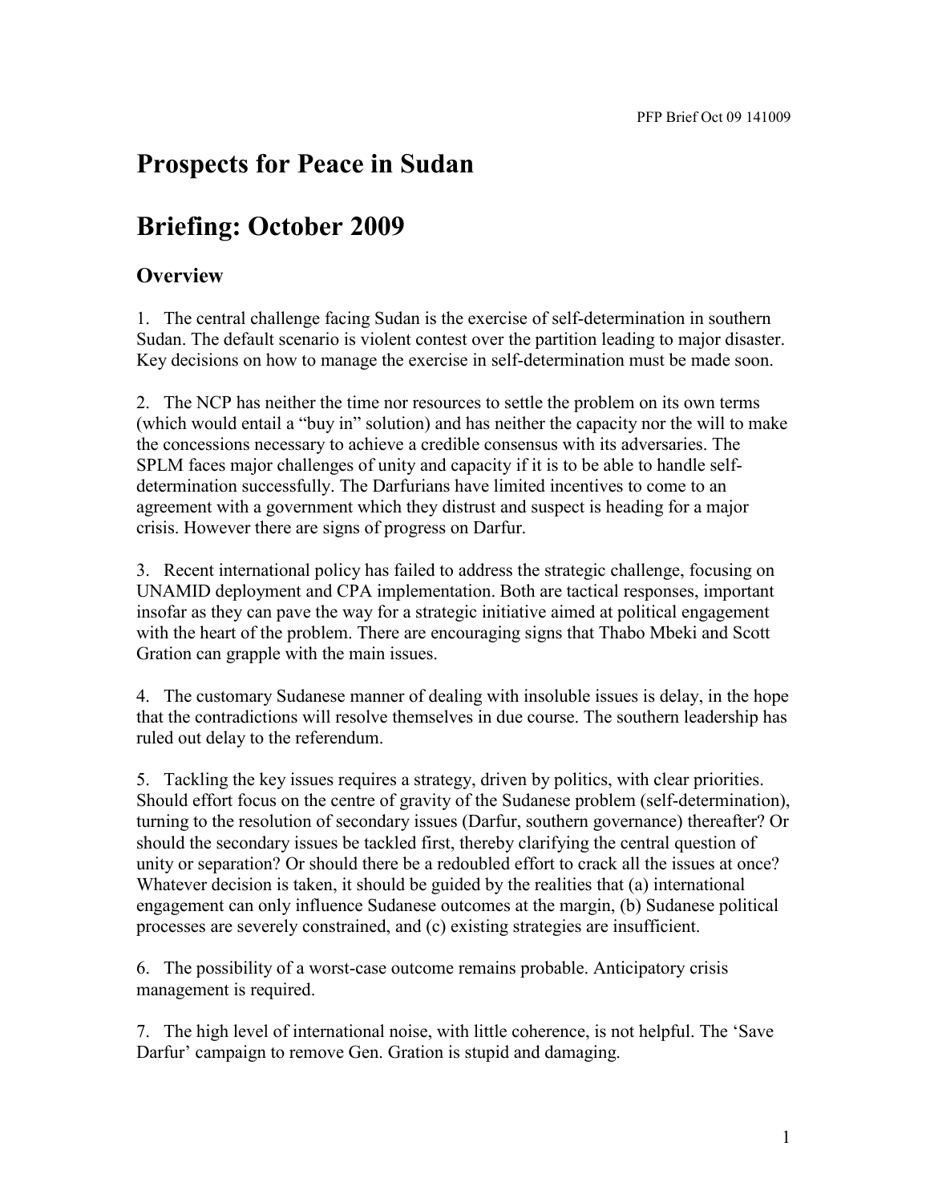# Prospects for Peace in Sudan

# Briefing: October 2009

## Overview

1. The central challenge facing Sudan is the exercise of self-determination in southern Sudan. The default scenario is violent contest over the partition leading to major disaster. Key decisions on how to manage the exercise in self-determination must be made soon.

2. The NCP has neither the time nor resources to settle the problem on its own terms (which would entail a "buy in" solution) and has neither the capacity nor the will to make the concessions necessary to achieve a credible consensus with its adversaries. The SPLM faces major challenges of unity and capacity if it is to be able to handle self-determination successfully. The Darfurians have limited incentives to come to an agreement with a government which they distrust and suspect is heading for a major crisis. However there are signs of progress on Darfur.

3. Recent international policy has failed to address the strategic challenge, focusing on UNAMID deployment and CPA implementation. Both are tactical responses, important insofar as they can pave the way for a strategic initiative aimed at political engagement with the heart of the problem. There are encouraging signs that Thabo Mbeki and Scott Gration can grapple with the main issues.

4. The customary Sudanese manner of dealing with insoluble issues is delay, in the hope that the contradictions will resolve themselves in due course. The southern leadership has ruled out delay to the referendum.

5. Tackling the key issues requires a strategy, driven by politics, with clear priorities. Should effort focus on the centre of gravity of the Sudanese problem (self-determination), turning to the resolution of secondary issues (Darfur, southern governance) thereafter? Or should the secondary issues be tackled first, thereby clarifying the central question of unity or separation? Or should there be a redoubled effort to crack all the issues at once? Whatever decision is taken, it should be guided by the realities that (a) international engagement can only influence Sudanese outcomes at the margin, (b) Sudanese political processes are severely constrained, and (c) existing strategies are insufficient.

6. The possibility of a worst-case outcome remains probable. Anticipatory crisis management is required.

7. The high level of international noise, with little coherence, is not helpful. The 'Save Darfur' campaign to remove Gen. Gration is stupid and damaging.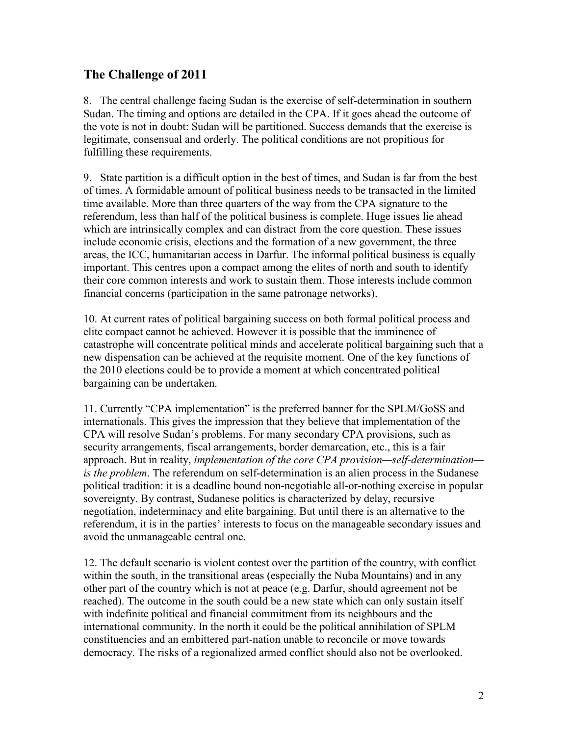## The Challenge of 2011

8. The central challenge facing Sudan is the exercise of self-determination in southern Sudan. The timing and options are detailed in the CPA. If it goes ahead the outcome of the vote is not in doubt: Sudan will be partitioned. Success demands that the exercise is legitimate, consensual and orderly. The political conditions are not propitious for fulfilling these requirements.

9. State partition is a difficult option in the best of times, and Sudan is far from the best of times. A formidable amount of political business needs to be transacted in the limited time available. More than three quarters of the way from the CPA signature to the referendum, less than half of the political business is complete. Huge issues lie ahead which are intrinsically complex and can distract from the core question. These issues include economic crisis, elections and the formation of a new government, the three areas, the ICC, humanitarian access in Darfur. The informal political business is equally important. This centres upon a compact among the elites of north and south to identify their core common interests and work to sustain them. Those interests include common financial concerns (participation in the same patronage networks).

10. At current rates of political bargaining success on both formal political process and elite compact cannot be achieved. However it is possible that the imminence of catastrophe will concentrate political minds and accelerate political bargaining such that a new dispensation can be achieved at the requisite moment. One of the key functions of the 2010 elections could be to provide a moment at which concentrated political bargaining can be undertaken.

11. Currently "CPA implementation" is the preferred banner for the SPLM/GoSS and internationals. This gives the impression that they believe that implementation of the CPA will resolve Sudan's problems. For many secondary CPA provisions, such as security arrangements, fiscal arrangements, border demarcation, etc., this is a fair approach. But in reality, *implementation of the core CPA provision—self-determination—is the problem*. The referendum on self-determination is an alien process in the Sudanese political tradition: it is a deadline bound non-negotiable all-or-nothing exercise in popular sovereignty. By contrast, Sudanese politics is characterized by delay, recursive negotiation, indeterminacy and elite bargaining. But until there is an alternative to the referendum, it is in the parties' interests to focus on the manageable secondary issues and avoid the unmanageable central one.

12. The default scenario is violent contest over the partition of the country, with conflict within the south, in the transitional areas (especially the Nuba Mountains) and in any other part of the country which is not at peace (e.g. Darfur, should agreement not be reached). The outcome in the south could be a new state which can only sustain itself with indefinite political and financial commitment from its neighbours and the international community. In the north it could be the political annihilation of SPLM constituencies and an embittered part-nation unable to reconcile or move towards democracy. The risks of a regionalized armed conflict should also not be overlooked.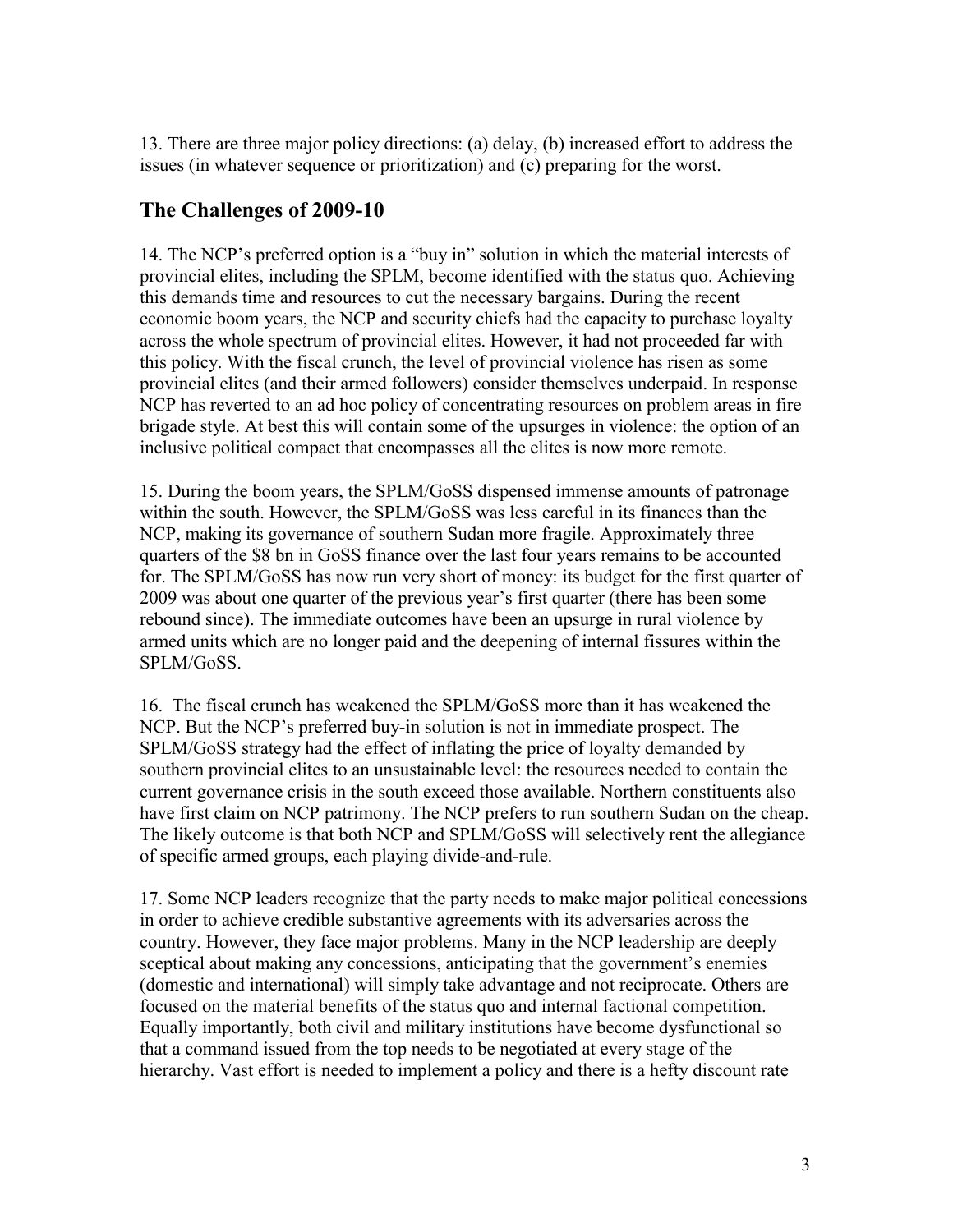13. There are three major policy directions: (a) delay, (b) increased effort to address the issues (in whatever sequence or prioritization) and (c) preparing for the worst.

## The Challenges of 2009-10

14. The NCP's preferred option is a "buy in" solution in which the material interests of provincial elites, including the SPLM, become identified with the status quo. Achieving this demands time and resources to cut the necessary bargains. During the recent economic boom years, the NCP and security chiefs had the capacity to purchase loyalty across the whole spectrum of provincial elites. However, it had not proceeded far with this policy. With the fiscal crunch, the level of provincial violence has risen as some provincial elites (and their armed followers) consider themselves underpaid. In response NCP has reverted to an ad hoc policy of concentrating resources on problem areas in fire brigade style. At best this will contain some of the upsurges in violence: the option of an inclusive political compact that encompasses all the elites is now more remote.

15. During the boom years, the SPLM/GoSS dispensed immense amounts of patronage within the south. However, the SPLM/GoSS was less careful in its finances than the NCP, making its governance of southern Sudan more fragile. Approximately three quarters of the $8 bn in GoSS finance over the last four years remains to be accounted for. The SPLM/GoSS has now run very short of money: its budget for the first quarter of 2009 was about one quarter of the previous year's first quarter (there has been some rebound since). The immediate outcomes have been an upsurge in rural violence by armed units which are no longer paid and the deepening of internal fissures within the SPLM/GoSS.

16. The fiscal crunch has weakened the SPLM/GoSS more than it has weakened the NCP. But the NCP's preferred buy-in solution is not in immediate prospect. The SPLM/GoSS strategy had the effect of inflating the price of loyalty demanded by southern provincial elites to an unsustainable level: the resources needed to contain the current governance crisis in the south exceed those available. Northern constituents also have first claim on NCP patrimony. The NCP prefers to run southern Sudan on the cheap. The likely outcome is that both NCP and SPLM/GoSS will selectively rent the allegiance of specific armed groups, each playing divide-and-rule.

17. Some NCP leaders recognize that the party needs to make major political concessions in order to achieve credible substantive agreements with its adversaries across the country. However, they face major problems. Many in the NCP leadership are deeply sceptical about making any concessions, anticipating that the government's enemies (domestic and international) will simply take advantage and not reciprocate. Others are focused on the material benefits of the status quo and internal factional competition. Equally importantly, both civil and military institutions have become dysfunctional so that a command issued from the top needs to be negotiated at every stage of the hierarchy. Vast effort is needed to implement a policy and there is a hefty discount rate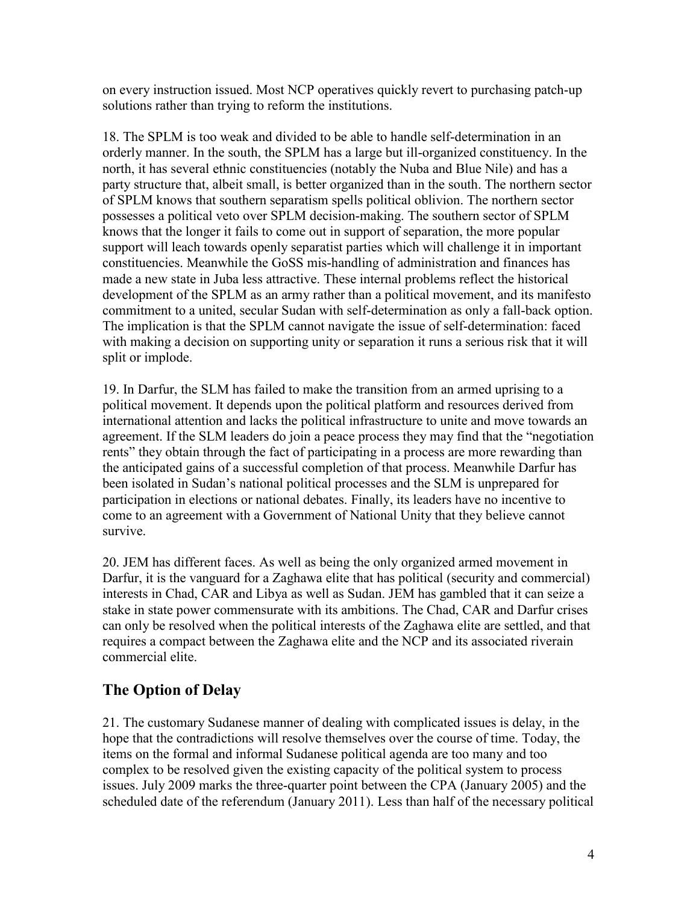on every instruction issued. Most NCP operatives quickly revert to purchasing patch-up solutions rather than trying to reform the institutions.

18. The SPLM is too weak and divided to be able to handle self-determination in an orderly manner. In the south, the SPLM has a large but ill-organized constituency. In the north, it has several ethnic constituencies (notably the Nuba and Blue Nile) and has a party structure that, albeit small, is better organized than in the south. The northern sector of SPLM knows that southern separatism spells political oblivion. The northern sector possesses a political veto over SPLM decision-making. The southern sector of SPLM knows that the longer it fails to come out in support of separation, the more popular support will leach towards openly separatist parties which will challenge it in important constituencies. Meanwhile the GoSS mis-handling of administration and finances has made a new state in Juba less attractive. These internal problems reflect the historical development of the SPLM as an army rather than a political movement, and its manifesto commitment to a united, secular Sudan with self-determination as only a fall-back option. The implication is that the SPLM cannot navigate the issue of self-determination: faced with making a decision on supporting unity or separation it runs a serious risk that it will split or implode.

19. In Darfur, the SLM has failed to make the transition from an armed uprising to a political movement. It depends upon the political platform and resources derived from international attention and lacks the political infrastructure to unite and move towards an agreement. If the SLM leaders do join a peace process they may find that the "negotiation rents" they obtain through the fact of participating in a process are more rewarding than the anticipated gains of a successful completion of that process. Meanwhile Darfur has been isolated in Sudan's national political processes and the SLM is unprepared for participation in elections or national debates. Finally, its leaders have no incentive to come to an agreement with a Government of National Unity that they believe cannot survive.

20. JEM has different faces. As well as being the only organized armed movement in Darfur, it is the vanguard for a Zaghawa elite that has political (security and commercial) interests in Chad, CAR and Libya as well as Sudan. JEM has gambled that it can seize a stake in state power commensurate with its ambitions. The Chad, CAR and Darfur crises can only be resolved when the political interests of the Zaghawa elite are settled, and that requires a compact between the Zaghawa elite and the NCP and its associated riverain commercial elite.

## The Option of Delay

21. The customary Sudanese manner of dealing with complicated issues is delay, in the hope that the contradictions will resolve themselves over the course of time. Today, the items on the formal and informal Sudanese political agenda are too many and too complex to be resolved given the existing capacity of the political system to process issues. July 2009 marks the three-quarter point between the CPA (January 2005) and the scheduled date of the referendum (January 2011). Less than half of the necessary political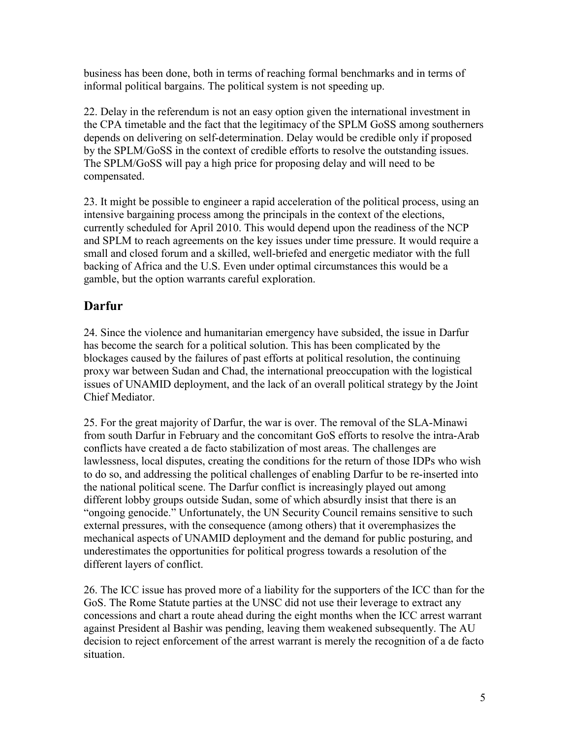business has been done, both in terms of reaching formal benchmarks and in terms of informal political bargains. The political system is not speeding up.

22. Delay in the referendum is not an easy option given the international investment in the CPA timetable and the fact that the legitimacy of the SPLM GoSS among southerners depends on delivering on self-determination. Delay would be credible only if proposed by the SPLM/GoSS in the context of credible efforts to resolve the outstanding issues. The SPLM/GoSS will pay a high price for proposing delay and will need to be compensated.

23. It might be possible to engineer a rapid acceleration of the political process, using an intensive bargaining process among the principals in the context of the elections, currently scheduled for April 2010. This would depend upon the readiness of the NCP and SPLM to reach agreements on the key issues under time pressure. It would require a small and closed forum and a skilled, well-briefed and energetic mediator with the full backing of Africa and the U.S. Even under optimal circumstances this would be a gamble, but the option warrants careful exploration.

## Darfur

24. Since the violence and humanitarian emergency have subsided, the issue in Darfur has become the search for a political solution. This has been complicated by the blockages caused by the failures of past efforts at political resolution, the continuing proxy war between Sudan and Chad, the international preoccupation with the logistical issues of UNAMID deployment, and the lack of an overall political strategy by the Joint Chief Mediator.

25. For the great majority of Darfur, the war is over. The removal of the SLA-Minawi from south Darfur in February and the concomitant GoS efforts to resolve the intra-Arab conflicts have created a de facto stabilization of most areas. The challenges are lawlessness, local disputes, creating the conditions for the return of those IDPs who wish to do so, and addressing the political challenges of enabling Darfur to be re-inserted into the national political scene. The Darfur conflict is increasingly played out among different lobby groups outside Sudan, some of which absurdly insist that there is an "ongoing genocide." Unfortunately, the UN Security Council remains sensitive to such external pressures, with the consequence (among others) that it overemphasizes the mechanical aspects of UNAMID deployment and the demand for public posturing, and underestimates the opportunities for political progress towards a resolution of the different layers of conflict.

26. The ICC issue has proved more of a liability for the supporters of the ICC than for the GoS. The Rome Statute parties at the UNSC did not use their leverage to extract any concessions and chart a route ahead during the eight months when the ICC arrest warrant against President al Bashir was pending, leaving them weakened subsequently. The AU decision to reject enforcement of the arrest warrant is merely the recognition of a de facto situation.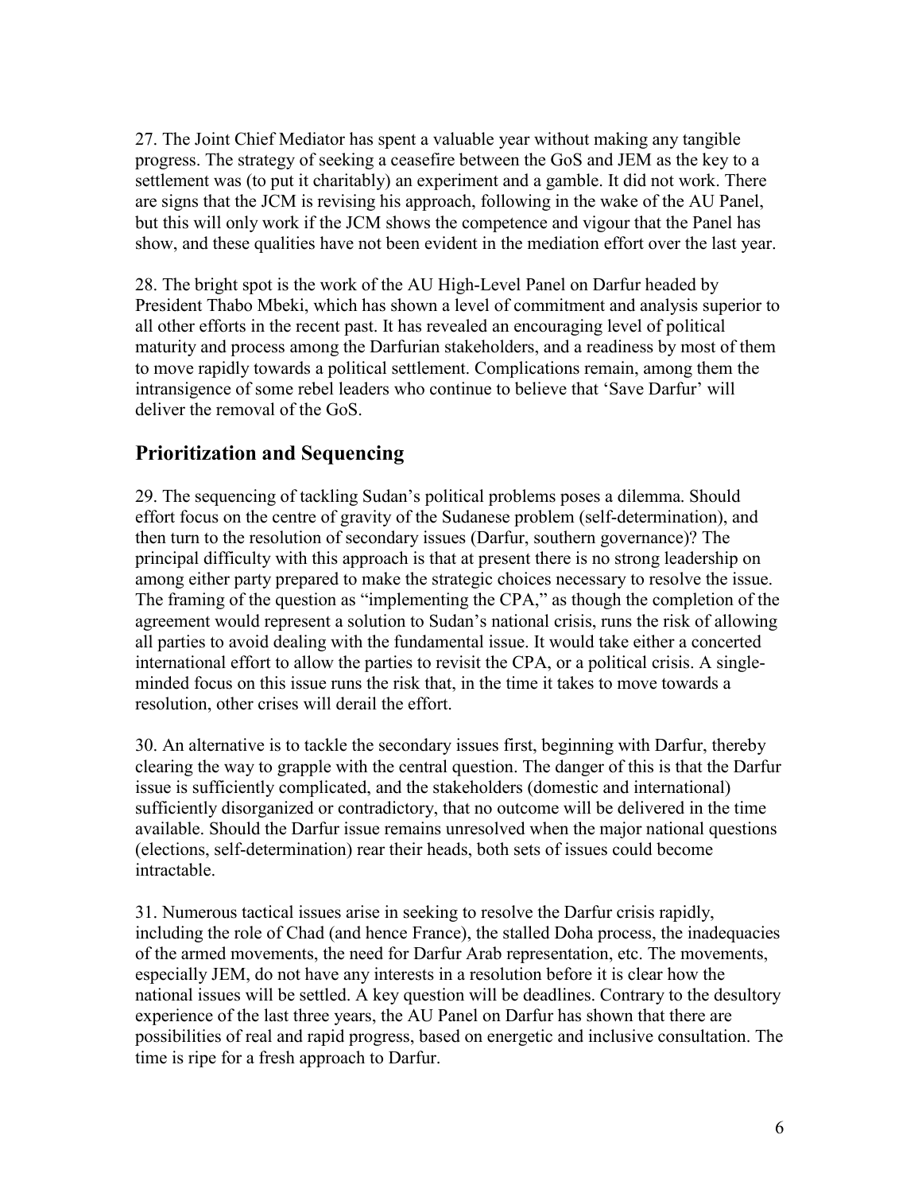27. The Joint Chief Mediator has spent a valuable year without making any tangible progress. The strategy of seeking a ceasefire between the GoS and JEM as the key to a settlement was (to put it charitably) an experiment and a gamble. It did not work. There are signs that the JCM is revising his approach, following in the wake of the AU Panel, but this will only work if the JCM shows the competence and vigour that the Panel has show, and these qualities have not been evident in the mediation effort over the last year.

28. The bright spot is the work of the AU High-Level Panel on Darfur headed by President Thabo Mbeki, which has shown a level of commitment and analysis superior to all other efforts in the recent past. It has revealed an encouraging level of political maturity and process among the Darfurian stakeholders, and a readiness by most of them to move rapidly towards a political settlement. Complications remain, among them the intransigence of some rebel leaders who continue to believe that 'Save Darfur' will deliver the removal of the GoS.

## Prioritization and Sequencing

29. The sequencing of tackling Sudan's political problems poses a dilemma. Should effort focus on the centre of gravity of the Sudanese problem (self-determination), and then turn to the resolution of secondary issues (Darfur, southern governance)? The principal difficulty with this approach is that at present there is no strong leadership on among either party prepared to make the strategic choices necessary to resolve the issue. The framing of the question as "implementing the CPA," as though the completion of the agreement would represent a solution to Sudan's national crisis, runs the risk of allowing all parties to avoid dealing with the fundamental issue. It would take either a concerted international effort to allow the parties to revisit the CPA, or a political crisis. A single-minded focus on this issue runs the risk that, in the time it takes to move towards a resolution, other crises will derail the effort.

30. An alternative is to tackle the secondary issues first, beginning with Darfur, thereby clearing the way to grapple with the central question. The danger of this is that the Darfur issue is sufficiently complicated, and the stakeholders (domestic and international) sufficiently disorganized or contradictory, that no outcome will be delivered in the time available. Should the Darfur issue remains unresolved when the major national questions (elections, self-determination) rear their heads, both sets of issues could become intractable.

31. Numerous tactical issues arise in seeking to resolve the Darfur crisis rapidly, including the role of Chad (and hence France), the stalled Doha process, the inadequacies of the armed movements, the need for Darfur Arab representation, etc. The movements, especially JEM, do not have any interests in a resolution before it is clear how the national issues will be settled. A key question will be deadlines. Contrary to the desultory experience of the last three years, the AU Panel on Darfur has shown that there are possibilities of real and rapid progress, based on energetic and inclusive consultation. The time is ripe for a fresh approach to Darfur.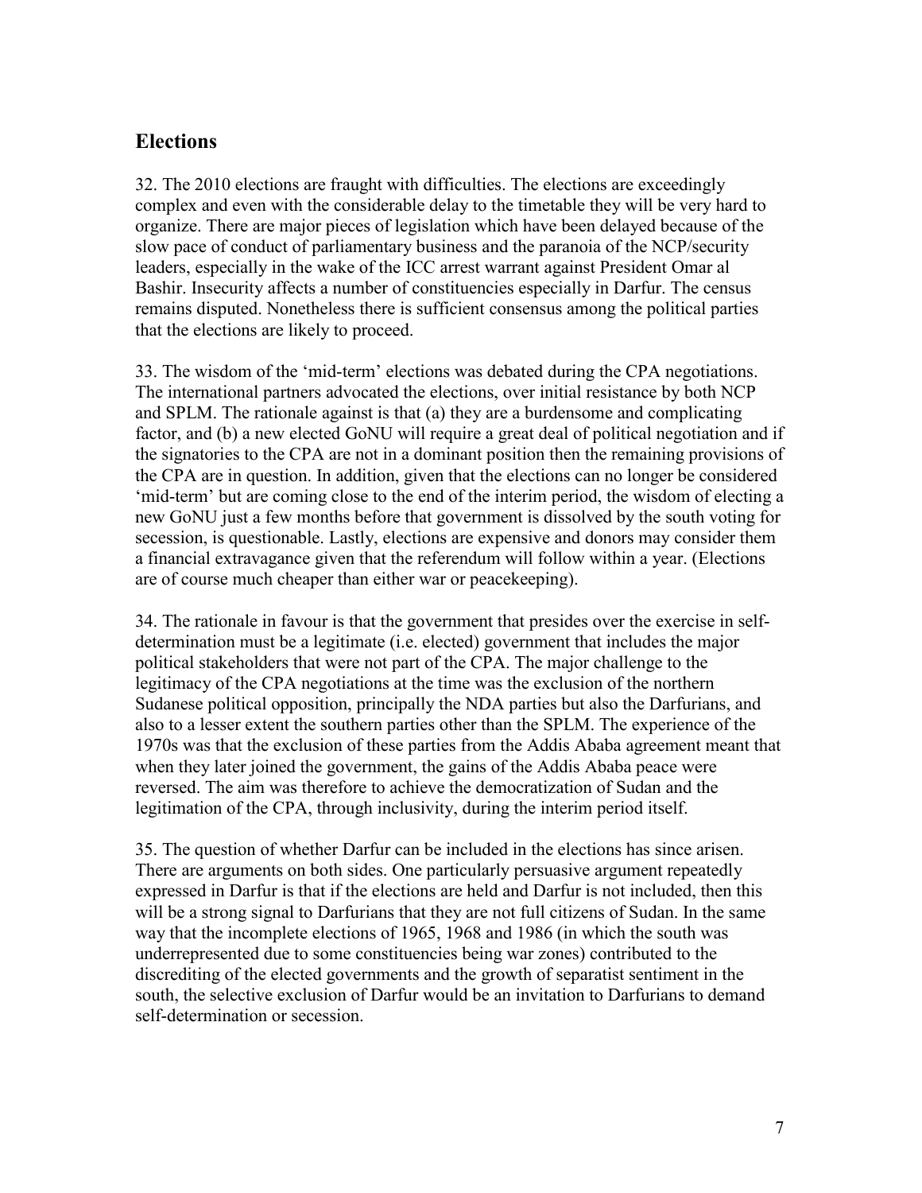## Elections

32. The 2010 elections are fraught with difficulties. The elections are exceedingly complex and even with the considerable delay to the timetable they will be very hard to organize. There are major pieces of legislation which have been delayed because of the slow pace of conduct of parliamentary business and the paranoia of the NCP/security leaders, especially in the wake of the ICC arrest warrant against President Omar al Bashir. Insecurity affects a number of constituencies especially in Darfur. The census remains disputed. Nonetheless there is sufficient consensus among the political parties that the elections are likely to proceed.

33. The wisdom of the 'mid-term' elections was debated during the CPA negotiations. The international partners advocated the elections, over initial resistance by both NCP and SPLM. The rationale against is that (a) they are a burdensome and complicating factor, and (b) a new elected GoNU will require a great deal of political negotiation and if the signatories to the CPA are not in a dominant position then the remaining provisions of the CPA are in question. In addition, given that the elections can no longer be considered 'mid-term' but are coming close to the end of the interim period, the wisdom of electing a new GoNU just a few months before that government is dissolved by the south voting for secession, is questionable. Lastly, elections are expensive and donors may consider them a financial extravagance given that the referendum will follow within a year. (Elections are of course much cheaper than either war or peacekeeping).

34. The rationale in favour is that the government that presides over the exercise in self-determination must be a legitimate (i.e. elected) government that includes the major political stakeholders that were not part of the CPA. The major challenge to the legitimacy of the CPA negotiations at the time was the exclusion of the northern Sudanese political opposition, principally the NDA parties but also the Darfurians, and also to a lesser extent the southern parties other than the SPLM. The experience of the 1970s was that the exclusion of these parties from the Addis Ababa agreement meant that when they later joined the government, the gains of the Addis Ababa peace were reversed. The aim was therefore to achieve the democratization of Sudan and the legitimation of the CPA, through inclusivity, during the interim period itself.

35. The question of whether Darfur can be included in the elections has since arisen. There are arguments on both sides. One particularly persuasive argument repeatedly expressed in Darfur is that if the elections are held and Darfur is not included, then this will be a strong signal to Darfurians that they are not full citizens of Sudan. In the same way that the incomplete elections of 1965, 1968 and 1986 (in which the south was underrepresented due to some constituencies being war zones) contributed to the discrediting of the elected governments and the growth of separatist sentiment in the south, the selective exclusion of Darfur would be an invitation to Darfurians to demand self-determination or secession.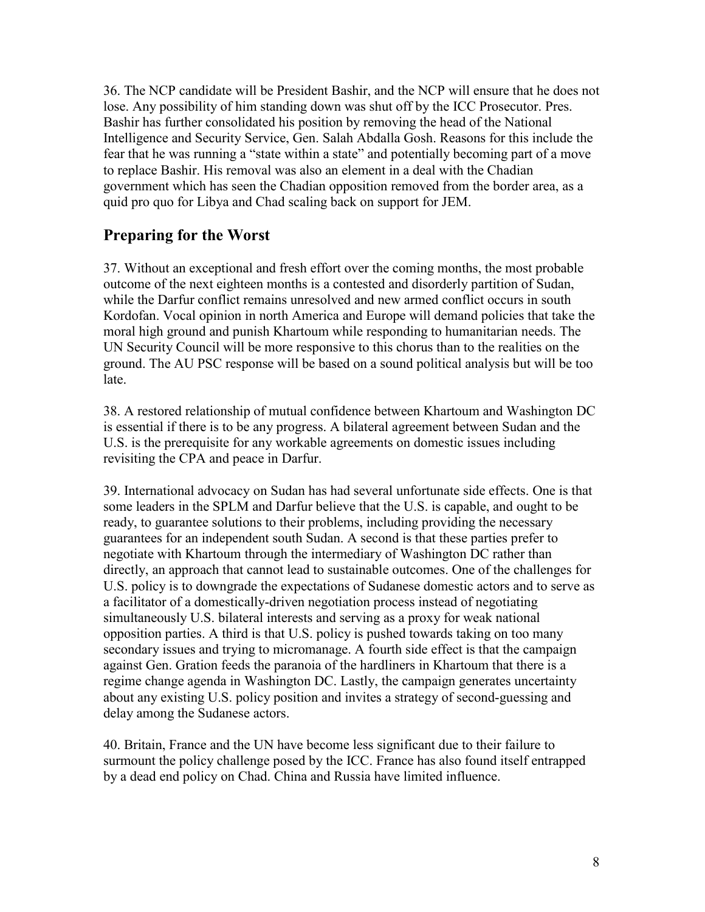36. The NCP candidate will be President Bashir, and the NCP will ensure that he does not lose. Any possibility of him standing down was shut off by the ICC Prosecutor. Pres. Bashir has further consolidated his position by removing the head of the National Intelligence and Security Service, Gen. Salah Abdalla Gosh. Reasons for this include the fear that he was running a "state within a state" and potentially becoming part of a move to replace Bashir. His removal was also an element in a deal with the Chadian government which has seen the Chadian opposition removed from the border area, as a quid pro quo for Libya and Chad scaling back on support for JEM.

## Preparing for the Worst

37. Without an exceptional and fresh effort over the coming months, the most probable outcome of the next eighteen months is a contested and disorderly partition of Sudan, while the Darfur conflict remains unresolved and new armed conflict occurs in south Kordofan. Vocal opinion in north America and Europe will demand policies that take the moral high ground and punish Khartoum while responding to humanitarian needs. The UN Security Council will be more responsive to this chorus than to the realities on the ground. The AU PSC response will be based on a sound political analysis but will be too late.

38. A restored relationship of mutual confidence between Khartoum and Washington DC is essential if there is to be any progress. A bilateral agreement between Sudan and the U.S. is the prerequisite for any workable agreements on domestic issues including revisiting the CPA and peace in Darfur.

39. International advocacy on Sudan has had several unfortunate side effects. One is that some leaders in the SPLM and Darfur believe that the U.S. is capable, and ought to be ready, to guarantee solutions to their problems, including providing the necessary guarantees for an independent south Sudan. A second is that these parties prefer to negotiate with Khartoum through the intermediary of Washington DC rather than directly, an approach that cannot lead to sustainable outcomes. One of the challenges for U.S. policy is to downgrade the expectations of Sudanese domestic actors and to serve as a facilitator of a domestically-driven negotiation process instead of negotiating simultaneously U.S. bilateral interests and serving as a proxy for weak national opposition parties. A third is that U.S. policy is pushed towards taking on too many secondary issues and trying to micromanage. A fourth side effect is that the campaign against Gen. Gration feeds the paranoia of the hardliners in Khartoum that there is a regime change agenda in Washington DC. Lastly, the campaign generates uncertainty about any existing U.S. policy position and invites a strategy of second-guessing and delay among the Sudanese actors.

40. Britain, France and the UN have become less significant due to their failure to surmount the policy challenge posed by the ICC. France has also found itself entrapped by a dead end policy on Chad. China and Russia have limited influence.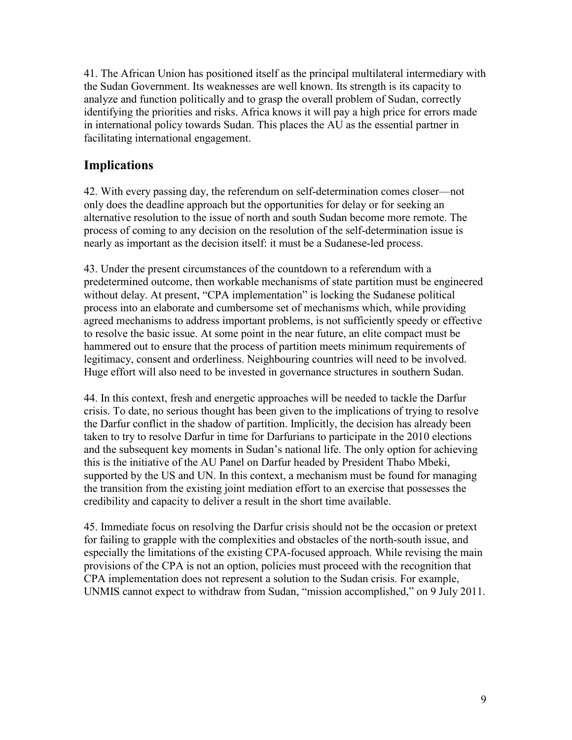41. The African Union has positioned itself as the principal multilateral intermediary with the Sudan Government. Its weaknesses are well known. Its strength is its capacity to analyze and function politically and to grasp the overall problem of Sudan, correctly identifying the priorities and risks. Africa knows it will pay a high price for errors made in international policy towards Sudan. This places the AU as the essential partner in facilitating international engagement.

## Implications

42. With every passing day, the referendum on self-determination comes closer—not only does the deadline approach but the opportunities for delay or for seeking an alternative resolution to the issue of north and south Sudan become more remote. The process of coming to any decision on the resolution of the self-determination issue is nearly as important as the decision itself: it must be a Sudanese-led process.

43. Under the present circumstances of the countdown to a referendum with a predetermined outcome, then workable mechanisms of state partition must be engineered without delay. At present, "CPA implementation" is locking the Sudanese political process into an elaborate and cumbersome set of mechanisms which, while providing agreed mechanisms to address important problems, is not sufficiently speedy or effective to resolve the basic issue. At some point in the near future, an elite compact must be hammered out to ensure that the process of partition meets minimum requirements of legitimacy, consent and orderliness. Neighbouring countries will need to be involved. Huge effort will also need to be invested in governance structures in southern Sudan.

44. In this context, fresh and energetic approaches will be needed to tackle the Darfur crisis. To date, no serious thought has been given to the implications of trying to resolve the Darfur conflict in the shadow of partition. Implicitly, the decision has already been taken to try to resolve Darfur in time for Darfurians to participate in the 2010 elections and the subsequent key moments in Sudan's national life. The only option for achieving this is the initiative of the AU Panel on Darfur headed by President Thabo Mbeki, supported by the US and UN. In this context, a mechanism must be found for managing the transition from the existing joint mediation effort to an exercise that possesses the credibility and capacity to deliver a result in the short time available.

45. Immediate focus on resolving the Darfur crisis should not be the occasion or pretext for failing to grapple with the complexities and obstacles of the north-south issue, and especially the limitations of the existing CPA-focused approach. While revising the main provisions of the CPA is not an option, policies must proceed with the recognition that CPA implementation does not represent a solution to the Sudan crisis. For example, UNMIS cannot expect to withdraw from Sudan, "mission accomplished," on 9 July 2011.